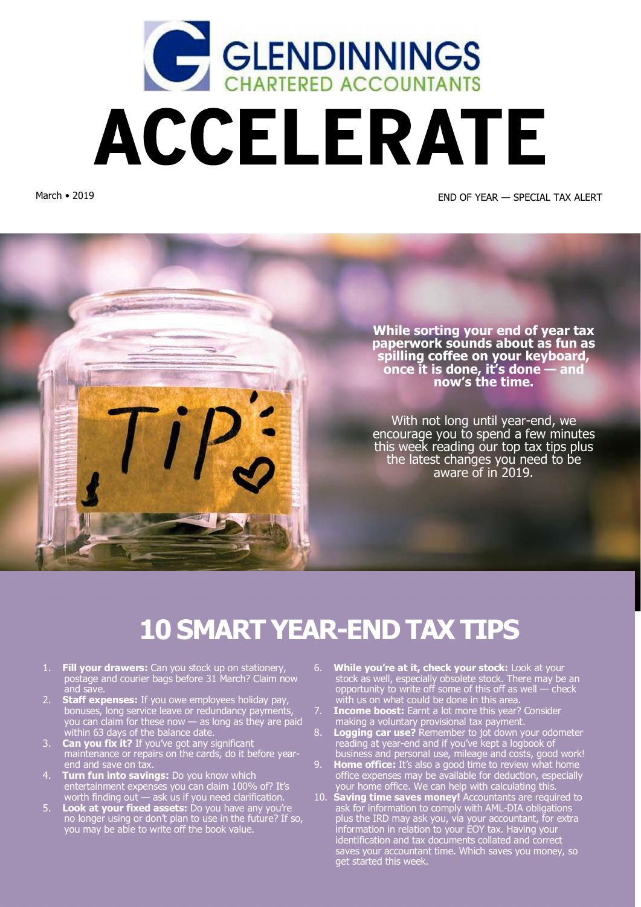# GLENDINNINGS
CHARTERED ACCOUNTANTS

# ACCELERATE

March • 2019

END OF YEAR — SPECIAL TAX ALERT

**While sorting your end of year tax paperwork sounds about as fun as spilling coffee on your keyboard, once it is done, it's done — and now's the time.**

With not long until year-end, we encourage you to spend a few minutes this week reading our top tax tips plus the latest changes you need to be aware of in 2019.

## 10 SMART YEAR-END TAX TIPS

1. **Fill your drawers:** Can you stock up on stationery, postage and courier bags before 31 March? Claim now and save.
2. **Staff expenses:** If you owe employees holiday pay, bonuses, long service leave or redundancy payments, you can claim for these now — as long as they are paid within 63 days of the balance date.
3. **Can you fix it?** If you've got any significant maintenance or repairs on the cards, do it before year-end and save on tax.
4. **Turn fun into savings:** Do you know which entertainment expenses you can claim 100% of? It's worth finding out — ask us if you need clarification.
5. **Look at your fixed assets:** Do you have any you're no longer using or don't plan to use in the future? If so, you may be able to write off the book value.
6. **While you're at it, check your stock:** Look at your stock as well, especially obsolete stock. There may be an opportunity to write off some of this off as well — check with us on what could be done in this area.
7. **Income boost:** Earnt a lot more this year? Consider making a voluntary provisional tax payment.
8. **Logging car use?** Remember to jot down your odometer reading at year-end and if you've kept a logbook of business and personal use, mileage and costs, good work!
9. **Home office:** It's also a good time to review what home office expenses may be available for deduction, especially your home office. We can help with calculating this.
10. **Saving time saves money!** Accountants are required to ask for information to comply with AML-DIA obligations plus the IRD may ask you, via your accountant, for extra information in relation to your EOY tax. Having your identification and tax documents collated and correct saves your accountant time. Which saves you money, so get started this week.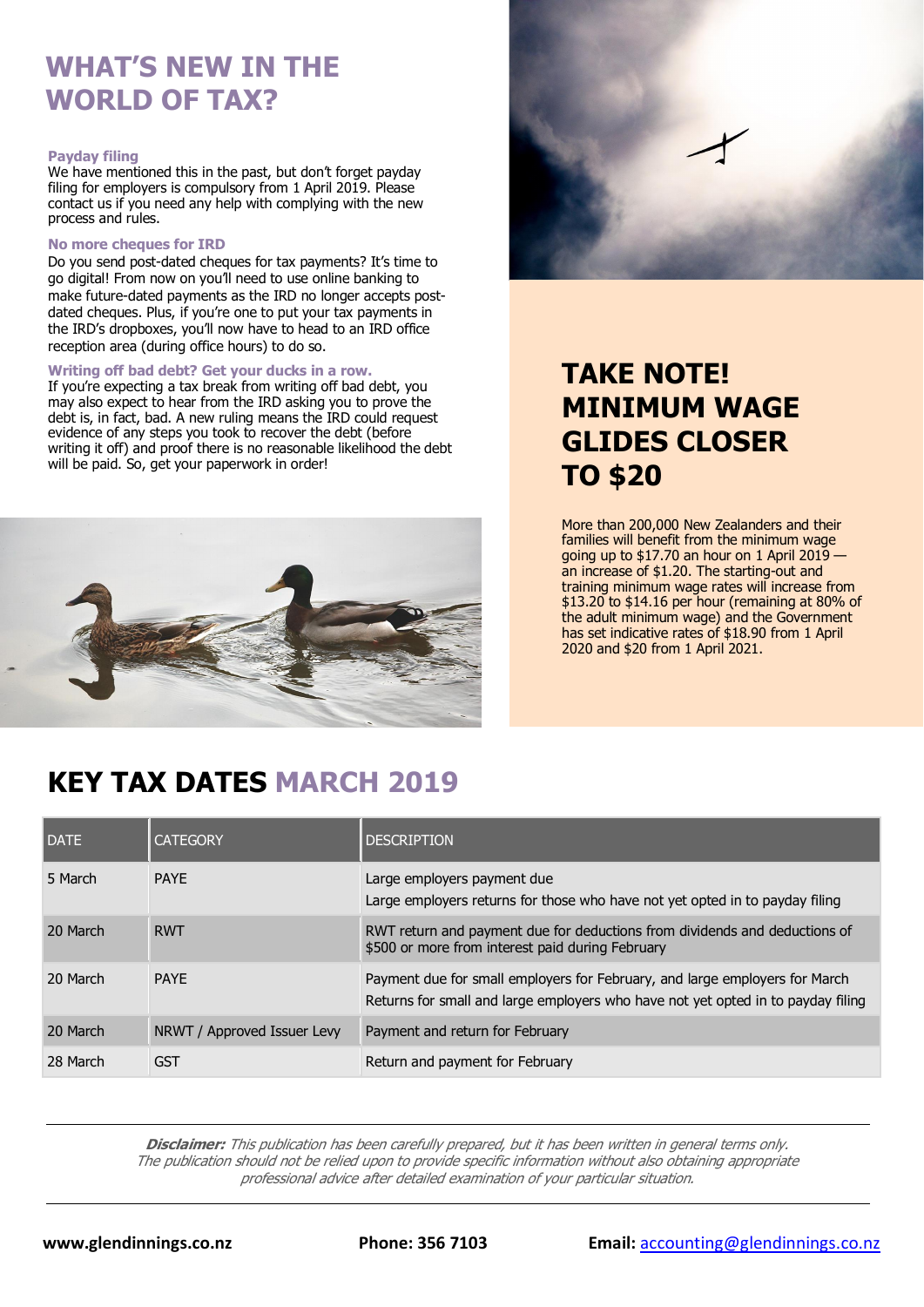# WHAT'S NEW IN THE WORLD OF TAX?

### Payday filing

We have mentioned this in the past, but don't forget payday filing for employers is compulsory from 1 April 2019. Please contact us if you need any help with complying with the new process and rules.

### No more cheques for IRD

Do you send post-dated cheques for tax payments? It's time to go digital! From now on you'll need to use online banking to make future-dated payments as the IRD no longer accepts post-dated cheques. Plus, if you're one to put your tax payments in the IRD's dropboxes, you'll now have to head to an IRD office reception area (during office hours) to do so.

### Writing off bad debt? Get your ducks in a row.

If you're expecting a tax break from writing off bad debt, you may also expect to hear from the IRD asking you to prove the debt is, in fact, bad. A new ruling means the IRD could request evidence of any steps you took to recover the debt (before writing it off) and proof there is no reasonable likelihood the debt will be paid. So, get your paperwork in order!

# TAKE NOTE! MINIMUM WAGE GLIDES CLOSER TO $20

More than 200,000 New Zealanders and their families will benefit from the minimum wage going up to $17.70 an hour on 1 April 2019 — an increase of $1.20. The starting-out and training minimum wage rates will increase from $13.20 to $14.16 per hour (remaining at 80% of the adult minimum wage) and the Government has set indicative rates of $18.90 from 1 April 2020 and $20 from 1 April 2021.

# KEY TAX DATES MARCH 2019

| DATE | CATEGORY | DESCRIPTION |
|---|---|---|
| 5 March | PAYE | Large employers payment due<br>Large employers returns for those who have not yet opted in to payday filing |
| 20 March | RWT | RWT return and payment due for deductions from dividends and deductions of $500 or more from interest paid during February |
| 20 March | PAYE | Payment due for small employers for February, and large employers for March<br>Returns for small and large employers who have not yet opted in to payday filing |
| 20 March | NRWT / Approved Issuer Levy | Payment and return for February |
| 28 March | GST | Return and payment for February |

***Disclaimer:*** *This publication has been carefully prepared, but it has been written in general terms only. The publication should not be relied upon to provide specific information without also obtaining appropriate professional advice after detailed examination of your particular situation.*

**www.glendinnings.co.nz** **Phone: 356 7103** **Email:** accounting@glendinnings.co.nz